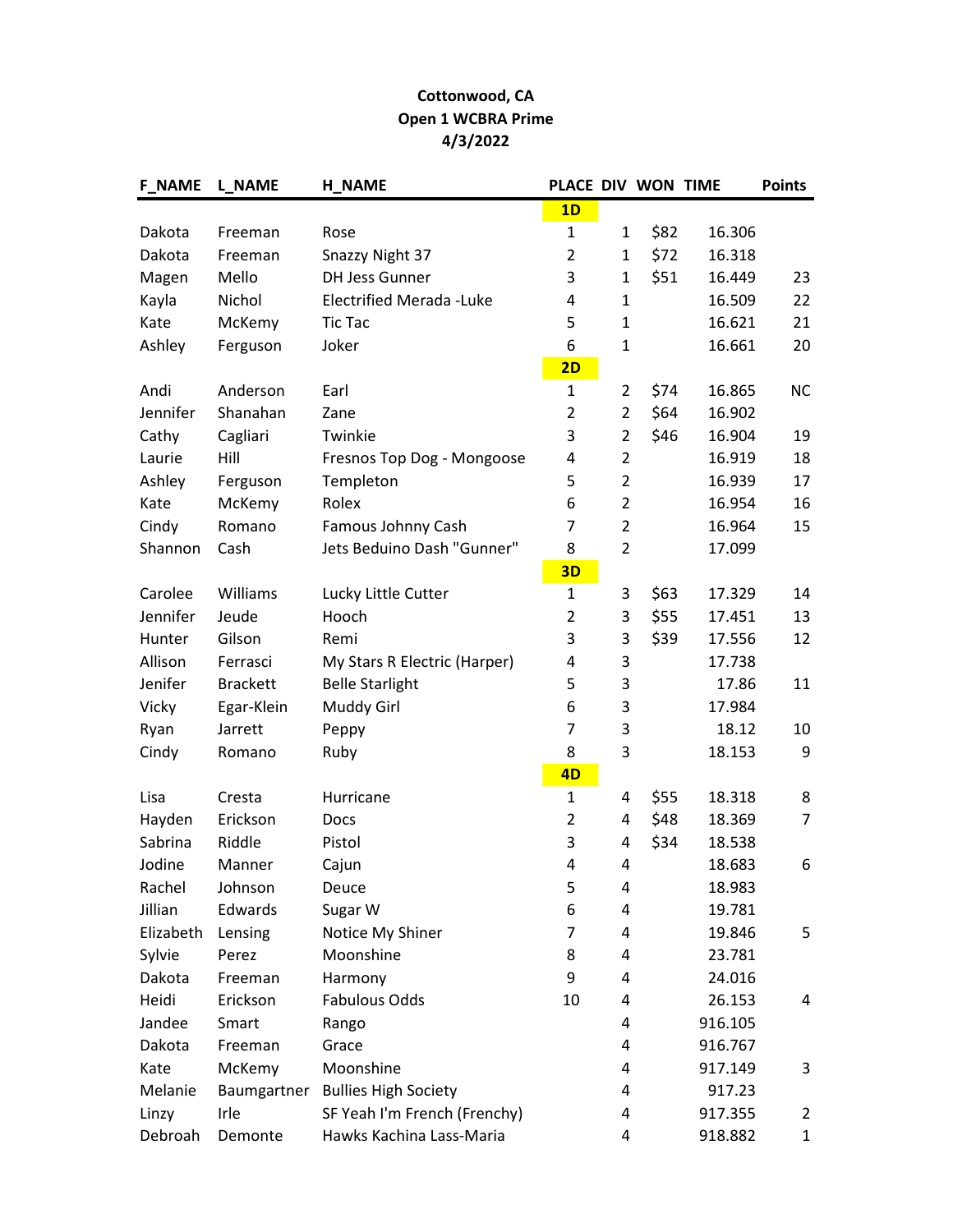**Cottonwood, CA**
**Open 1 WCBRA Prime**
**4/3/2022**

| F_NAME | L_NAME | H_NAME | PLACE | DIV | WON | TIME | Points |
|---|---|---|---|---|---|---|---|
| | | | **1D** | | | | |
| Dakota | Freeman | Rose | 1 | 1 | $82 | 16.306 | |
| Dakota | Freeman | Snazzy Night 37 | 2 | 1 | $72 | 16.318 | |
| Magen | Mello | DH Jess Gunner | 3 | 1 | $51 | 16.449 | 23 |
| Kayla | Nichol | Electrified Merada -Luke | 4 | 1 | | 16.509 | 22 |
| Kate | McKemy | Tic Tac | 5 | 1 | | 16.621 | 21 |
| Ashley | Ferguson | Joker | 6 | 1 | | 16.661 | 20 |
| | | | **2D** | | | | |
| Andi | Anderson | Earl | 1 | 2 | $74 | 16.865 | NC |
| Jennifer | Shanahan | Zane | 2 | 2 | $64 | 16.902 | |
| Cathy | Cagliari | Twinkie | 3 | 2 | $46 | 16.904 | 19 |
| Laurie | Hill | Fresnos Top Dog - Mongoose | 4 | 2 | | 16.919 | 18 |
| Ashley | Ferguson | Templeton | 5 | 2 | | 16.939 | 17 |
| Kate | McKemy | Rolex | 6 | 2 | | 16.954 | 16 |
| Cindy | Romano | Famous Johnny Cash | 7 | 2 | | 16.964 | 15 |
| Shannon | Cash | Jets Beduino Dash "Gunner" | 8 | 2 | | 17.099 | |
| | | | **3D** | | | | |
| Carolee | Williams | Lucky Little Cutter | 1 | 3 | $63 | 17.329 | 14 |
| Jennifer | Jeude | Hooch | 2 | 3 | $55 | 17.451 | 13 |
| Hunter | Gilson | Remi | 3 | 3 | $39 | 17.556 | 12 |
| Allison | Ferrasci | My Stars R Electric (Harper) | 4 | 3 | | 17.738 | |
| Jenifer | Brackett | Belle Starlight | 5 | 3 | | 17.86 | 11 |
| Vicky | Egar-Klein | Muddy Girl | 6 | 3 | | 17.984 | |
| Ryan | Jarrett | Peppy | 7 | 3 | | 18.12 | 10 |
| Cindy | Romano | Ruby | 8 | 3 | | 18.153 | 9 |
| | | | **4D** | | | | |
| Lisa | Cresta | Hurricane | 1 | 4 | $55 | 18.318 | 8 |
| Hayden | Erickson | Docs | 2 | 4 | $48 | 18.369 | 7 |
| Sabrina | Riddle | Pistol | 3 | 4 | $34 | 18.538 | |
| Jodine | Manner | Cajun | 4 | 4 | | 18.683 | 6 |
| Rachel | Johnson | Deuce | 5 | 4 | | 18.983 | |
| Jillian | Edwards | Sugar W | 6 | 4 | | 19.781 | |
| Elizabeth | Lensing | Notice My Shiner | 7 | 4 | | 19.846 | 5 |
| Sylvie | Perez | Moonshine | 8 | 4 | | 23.781 | |
| Dakota | Freeman | Harmony | 9 | 4 | | 24.016 | |
| Heidi | Erickson | Fabulous Odds | 10 | 4 | | 26.153 | 4 |
| Jandee | Smart | Rango | | 4 | | 916.105 | |
| Dakota | Freeman | Grace | | 4 | | 916.767 | |
| Kate | McKemy | Moonshine | | 4 | | 917.149 | 3 |
| Melanie | Baumgartner | Bullies High Society | | 4 | | 917.23 | |
| Linzy | Irle | SF Yeah I'm French (Frenchy) | | 4 | | 917.355 | 2 |
| Debroah | Demonte | Hawks Kachina Lass-Maria | | 4 | | 918.882 | 1 |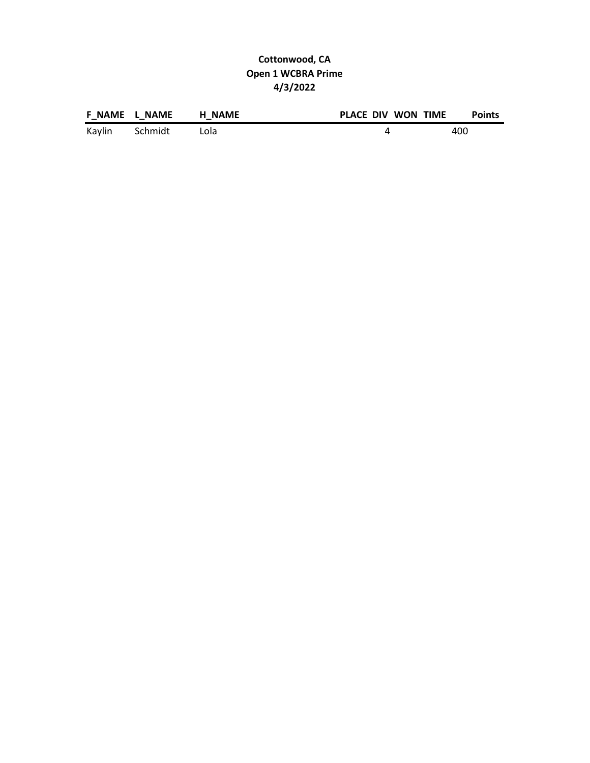**Cottonwood, CA**
**Open 1 WCBRA Prime**
**4/3/2022**

| F_NAME | L_NAME | H_NAME | PLACE | DIV | WON | TIME | Points |
|---|---|---|---|---|---|---|---|
| Kaylin | Schmidt | Lola | | 4 | | | 400 |